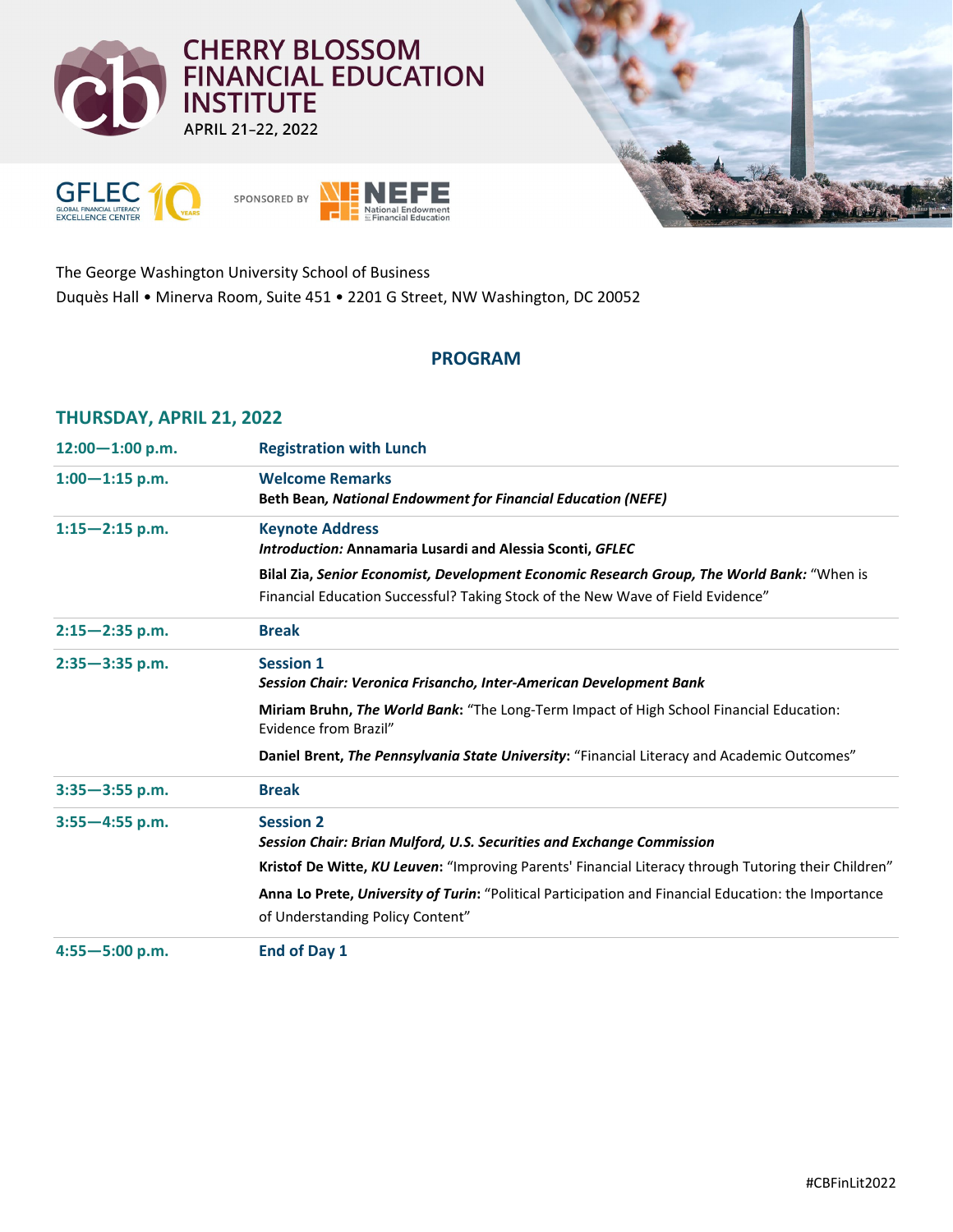# CHERRY BLOSSOM FINANCIAL EDUCATION INSTITUTE

APRIL 21–22, 2022

GFLEC GLOBAL FINANCIAL LITERACY EXCELLENCE CENTER 10 YEARS

SPONSORED BY NEFE National Endowment for Financial Education

The George Washington University School of Business
Duquès Hall • Minerva Room, Suite 451 • 2201 G Street, NW Washington, DC 20052

## PROGRAM

### THURSDAY, APRIL 21, 2022

| Time | Event |
|---|---|
| **12:00—1:00 p.m.** | **Registration with Lunch** |
| **1:00—1:15 p.m.** | **Welcome Remarks**<br>**Beth Bean*, National Endowment for Financial Education (NEFE)*** |
| **1:15—2:15 p.m.** | **Keynote Address**<br>***Introduction:* Annamaria Lusardi and Alessia Sconti, *GFLEC***<br>**Bilal Zia, *Senior Economist, Development Economic Research Group, The World Bank:*** "When is Financial Education Successful? Taking Stock of the New Wave of Field Evidence" |
| **2:15—2:35 p.m.** | **Break** |
| **2:35—3:35 p.m.** | **Session 1**<br>***Session Chair: Veronica Frisancho, Inter-American Development Bank***<br>**Miriam Bruhn, *The World Bank*:** "The Long-Term Impact of High School Financial Education: Evidence from Brazil"<br>**Daniel Brent, *The Pennsylvania State University*:** "Financial Literacy and Academic Outcomes" |
| **3:35—3:55 p.m.** | **Break** |
| **3:55—4:55 p.m.** | **Session 2**<br>***Session Chair: Brian Mulford, U.S. Securities and Exchange Commission***<br>**Kristof De Witte, *KU Leuven*:** "Improving Parents' Financial Literacy through Tutoring their Children"<br>**Anna Lo Prete, *University of Turin*:** "Political Participation and Financial Education: the Importance of Understanding Policy Content" |
| **4:55—5:00 p.m.** | **End of Day 1** |

#CBFinLit2022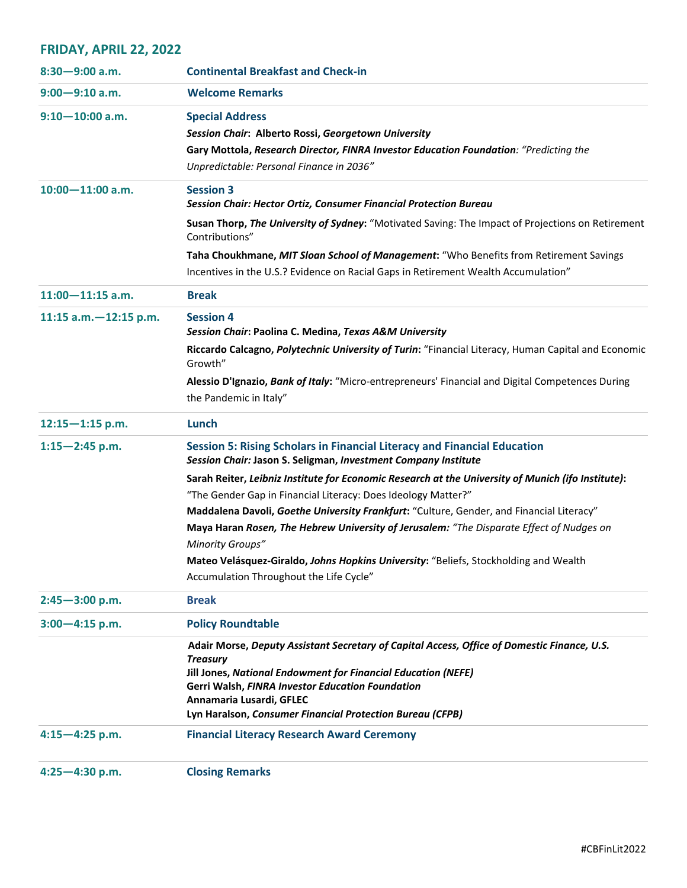## FRIDAY, APRIL 22, 2022

| | |
|---|---|
| **8:30—9:00 a.m.** | **Continental Breakfast and Check-in** |
| **9:00—9:10 a.m.** | **Welcome Remarks** |
| **9:10—10:00 a.m.** | **Special Address**<br>***Session Chair*: Alberto Rossi, *Georgetown University***<br>**Gary Mottola, *Research Director, FINRA Investor Education Foundation***: *"Predicting the Unpredictable: Personal Finance in 2036"* |
| **10:00—11:00 a.m.** | **Session 3**<br>***Session Chair: Hector Ortiz, Consumer Financial Protection Bureau***<br>**Susan Thorp, *The University of Sydney***: "Motivated Saving: The Impact of Projections on Retirement Contributions"<br>**Taha Choukhmane, *MIT Sloan School of Management***: "Who Benefits from Retirement Savings Incentives in the U.S.? Evidence on Racial Gaps in Retirement Wealth Accumulation" |
| **11:00—11:15 a.m.** | **Break** |
| **11:15 a.m.—12:15 p.m.** | **Session 4**<br>***Session Chair*: Paolina C. Medina, *Texas A&M University***<br>**Riccardo Calcagno, *Polytechnic University of Turin***: "Financial Literacy, Human Capital and Economic Growth"<br>**Alessio D'Ignazio, *Bank of Italy***: "Micro-entrepreneurs' Financial and Digital Competences During the Pandemic in Italy" |
| **12:15—1:15 p.m.** | **Lunch** |
| **1:15—2:45 p.m.** | **Session 5: Rising Scholars in Financial Literacy and Financial Education**<br>***Session Chair:* Jason S. Seligman, *Investment Company Institute***<br>**Sarah Reiter, *Leibniz Institute for Economic Research at the University of Munich (ifo Institute)***: "The Gender Gap in Financial Literacy: Does Ideology Matter?"<br>**Maddalena Davoli, *Goethe University Frankfurt***: "Culture, Gender, and Financial Literacy"<br>**Maya Haran *Rosen, The Hebrew University of Jerusalem:*** *"The Disparate Effect of Nudges on Minority Groups"*<br>**Mateo Velásquez-Giraldo, *Johns Hopkins University***: "Beliefs, Stockholding and Wealth Accumulation Throughout the Life Cycle" |
| **2:45—3:00 p.m.** | **Break** |
| **3:00—4:15 p.m.** | **Policy Roundtable** |
| | **Adair Morse, *Deputy Assistant Secretary of Capital Access, Office of Domestic Finance, U.S. Treasury***<br>**Jill Jones, *National Endowment for Financial Education (NEFE)***<br>**Gerri Walsh, *FINRA Investor Education Foundation***<br>**Annamaria Lusardi, GFLEC**<br>**Lyn Haralson, *Consumer Financial Protection Bureau (CFPB)*** |
| **4:15—4:25 p.m.** | **Financial Literacy Research Award Ceremony** |
| **4:25—4:30 p.m.** | **Closing Remarks** |

#CBFinLit2022